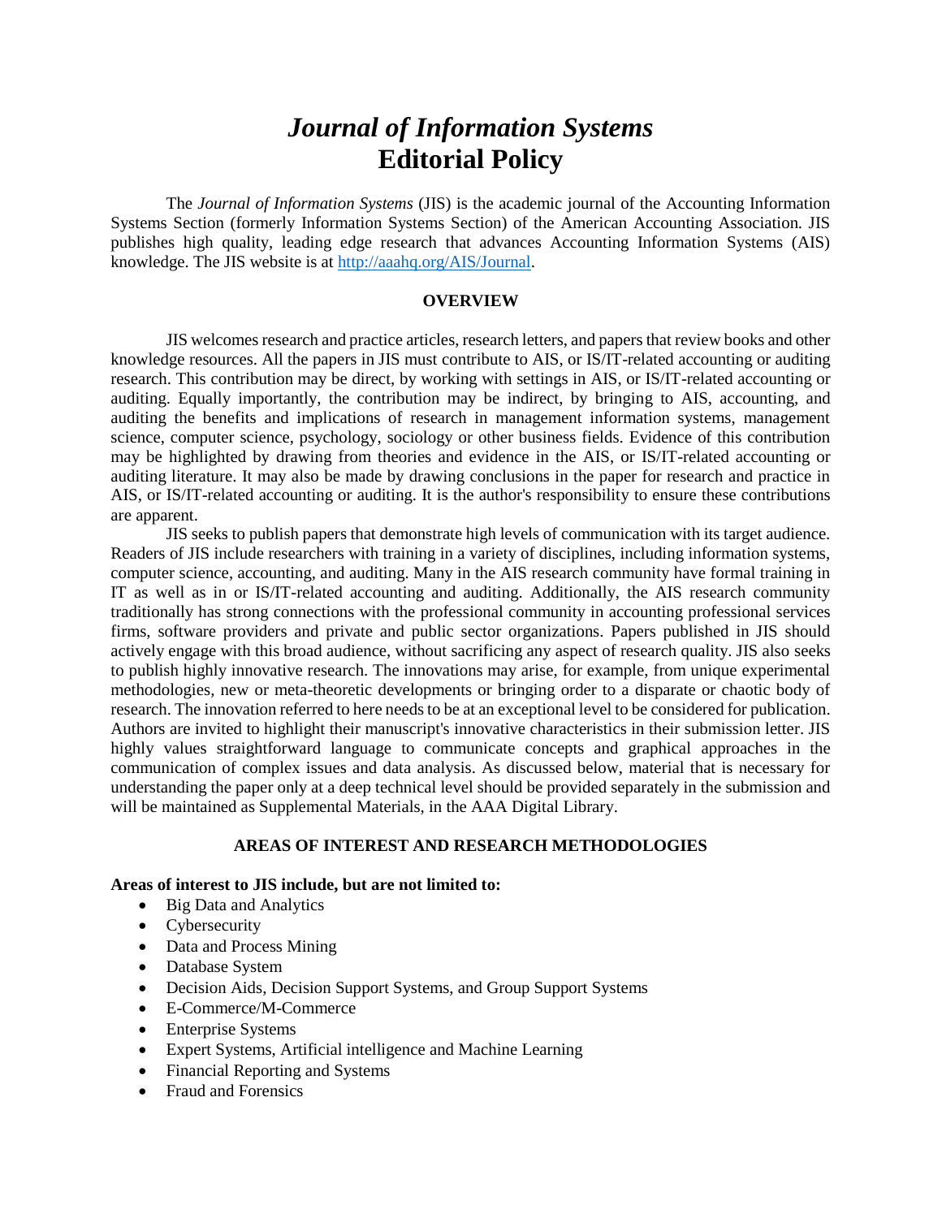# *Journal of Information Systems* Editorial Policy

The *Journal of Information Systems* (JIS) is the academic journal of the Accounting Information Systems Section (formerly Information Systems Section) of the American Accounting Association. JIS publishes high quality, leading edge research that advances Accounting Information Systems (AIS) knowledge. The JIS website is at http://aaahq.org/AIS/Journal.

## OVERVIEW

JIS welcomes research and practice articles, research letters, and papers that review books and other knowledge resources. All the papers in JIS must contribute to AIS, or IS/IT-related accounting or auditing research. This contribution may be direct, by working with settings in AIS, or IS/IT-related accounting or auditing. Equally importantly, the contribution may be indirect, by bringing to AIS, accounting, and auditing the benefits and implications of research in management information systems, management science, computer science, psychology, sociology or other business fields. Evidence of this contribution may be highlighted by drawing from theories and evidence in the AIS, or IS/IT-related accounting or auditing literature. It may also be made by drawing conclusions in the paper for research and practice in AIS, or IS/IT-related accounting or auditing. It is the author's responsibility to ensure these contributions are apparent.

JIS seeks to publish papers that demonstrate high levels of communication with its target audience. Readers of JIS include researchers with training in a variety of disciplines, including information systems, computer science, accounting, and auditing. Many in the AIS research community have formal training in IT as well as in or IS/IT-related accounting and auditing. Additionally, the AIS research community traditionally has strong connections with the professional community in accounting professional services firms, software providers and private and public sector organizations. Papers published in JIS should actively engage with this broad audience, without sacrificing any aspect of research quality. JIS also seeks to publish highly innovative research. The innovations may arise, for example, from unique experimental methodologies, new or meta-theoretic developments or bringing order to a disparate or chaotic body of research. The innovation referred to here needs to be at an exceptional level to be considered for publication. Authors are invited to highlight their manuscript's innovative characteristics in their submission letter. JIS highly values straightforward language to communicate concepts and graphical approaches in the communication of complex issues and data analysis. As discussed below, material that is necessary for understanding the paper only at a deep technical level should be provided separately in the submission and will be maintained as Supplemental Materials, in the AAA Digital Library.

## AREAS OF INTEREST AND RESEARCH METHODOLOGIES

**Areas of interest to JIS include, but are not limited to:**

- Big Data and Analytics
- Cybersecurity
- Data and Process Mining
- Database System
- Decision Aids, Decision Support Systems, and Group Support Systems
- E-Commerce/M-Commerce
- Enterprise Systems
- Expert Systems, Artificial intelligence and Machine Learning
- Financial Reporting and Systems
- Fraud and Forensics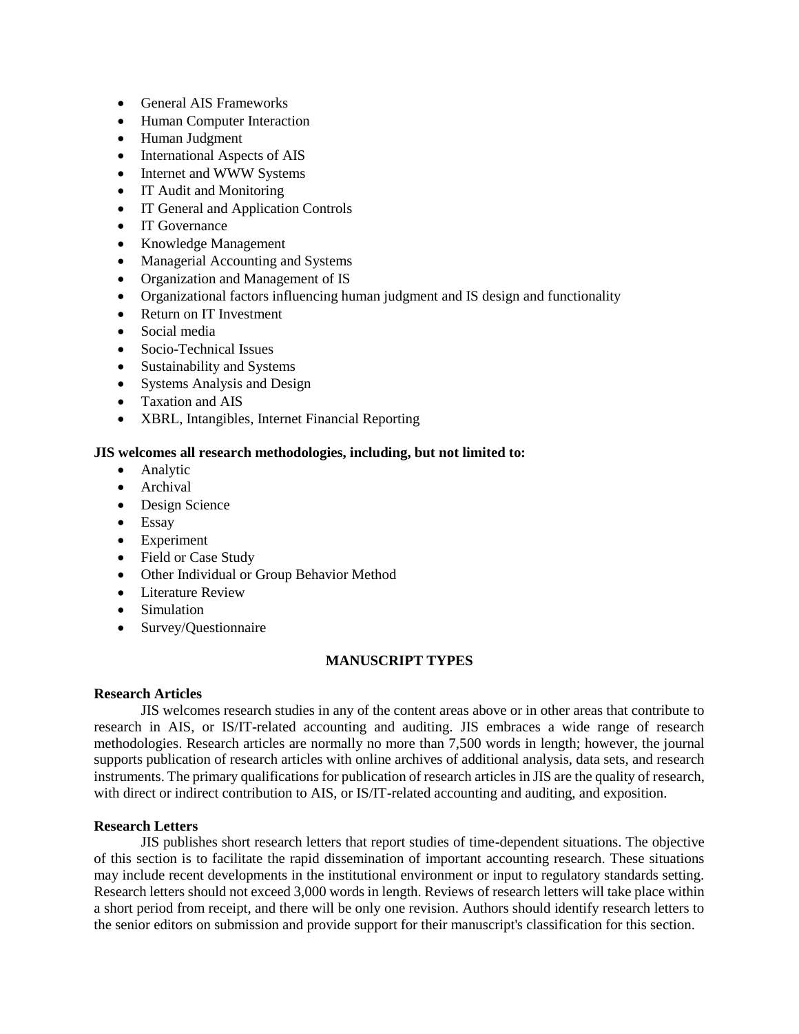- General AIS Frameworks
- Human Computer Interaction
- Human Judgment
- International Aspects of AIS
- Internet and WWW Systems
- IT Audit and Monitoring
- IT General and Application Controls
- IT Governance
- Knowledge Management
- Managerial Accounting and Systems
- Organization and Management of IS
- Organizational factors influencing human judgment and IS design and functionality
- Return on IT Investment
- Social media
- Socio-Technical Issues
- Sustainability and Systems
- Systems Analysis and Design
- Taxation and AIS
- XBRL, Intangibles, Internet Financial Reporting

**JIS welcomes all research methodologies, including, but not limited to:**

- Analytic
- Archival
- Design Science
- Essay
- Experiment
- Field or Case Study
- Other Individual or Group Behavior Method
- Literature Review
- Simulation
- Survey/Questionnaire

## MANUSCRIPT TYPES

**Research Articles**

JIS welcomes research studies in any of the content areas above or in other areas that contribute to research in AIS, or IS/IT-related accounting and auditing. JIS embraces a wide range of research methodologies. Research articles are normally no more than 7,500 words in length; however, the journal supports publication of research articles with online archives of additional analysis, data sets, and research instruments. The primary qualifications for publication of research articles in JIS are the quality of research, with direct or indirect contribution to AIS, or IS/IT-related accounting and auditing, and exposition.

**Research Letters**

JIS publishes short research letters that report studies of time-dependent situations. The objective of this section is to facilitate the rapid dissemination of important accounting research. These situations may include recent developments in the institutional environment or input to regulatory standards setting. Research letters should not exceed 3,000 words in length. Reviews of research letters will take place within a short period from receipt, and there will be only one revision. Authors should identify research letters to the senior editors on submission and provide support for their manuscript's classification for this section.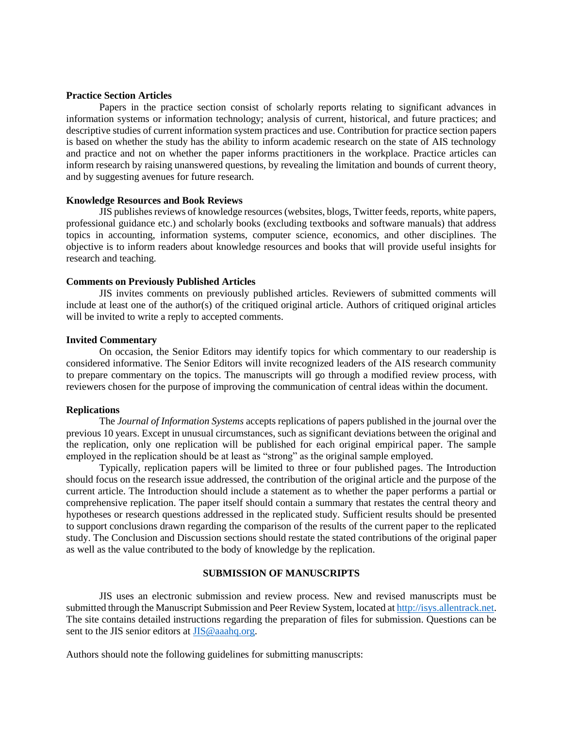**Practice Section Articles**

Papers in the practice section consist of scholarly reports relating to significant advances in information systems or information technology; analysis of current, historical, and future practices; and descriptive studies of current information system practices and use. Contribution for practice section papers is based on whether the study has the ability to inform academic research on the state of AIS technology and practice and not on whether the paper informs practitioners in the workplace. Practice articles can inform research by raising unanswered questions, by revealing the limitation and bounds of current theory, and by suggesting avenues for future research.

**Knowledge Resources and Book Reviews**

JIS publishes reviews of knowledge resources (websites, blogs, Twitter feeds, reports, white papers, professional guidance etc.) and scholarly books (excluding textbooks and software manuals) that address topics in accounting, information systems, computer science, economics, and other disciplines. The objective is to inform readers about knowledge resources and books that will provide useful insights for research and teaching.

**Comments on Previously Published Articles**

JIS invites comments on previously published articles. Reviewers of submitted comments will include at least one of the author(s) of the critiqued original article. Authors of critiqued original articles will be invited to write a reply to accepted comments.

**Invited Commentary**

On occasion, the Senior Editors may identify topics for which commentary to our readership is considered informative. The Senior Editors will invite recognized leaders of the AIS research community to prepare commentary on the topics. The manuscripts will go through a modified review process, with reviewers chosen for the purpose of improving the communication of central ideas within the document.

**Replications**

The *Journal of Information Systems* accepts replications of papers published in the journal over the previous 10 years. Except in unusual circumstances, such as significant deviations between the original and the replication, only one replication will be published for each original empirical paper. The sample employed in the replication should be at least as "strong" as the original sample employed.

Typically, replication papers will be limited to three or four published pages. The Introduction should focus on the research issue addressed, the contribution of the original article and the purpose of the current article. The Introduction should include a statement as to whether the paper performs a partial or comprehensive replication. The paper itself should contain a summary that restates the central theory and hypotheses or research questions addressed in the replicated study. Sufficient results should be presented to support conclusions drawn regarding the comparison of the results of the current paper to the replicated study. The Conclusion and Discussion sections should restate the stated contributions of the original paper as well as the value contributed to the body of knowledge by the replication.

## SUBMISSION OF MANUSCRIPTS

JIS uses an electronic submission and review process. New and revised manuscripts must be submitted through the Manuscript Submission and Peer Review System, located at [http://isys.allentrack.net](http://isys.allentrack.net). The site contains detailed instructions regarding the preparation of files for submission. Questions can be sent to the JIS senior editors at [JIS@aaahq.org](mailto:JIS@aaahq.org).

Authors should note the following guidelines for submitting manuscripts: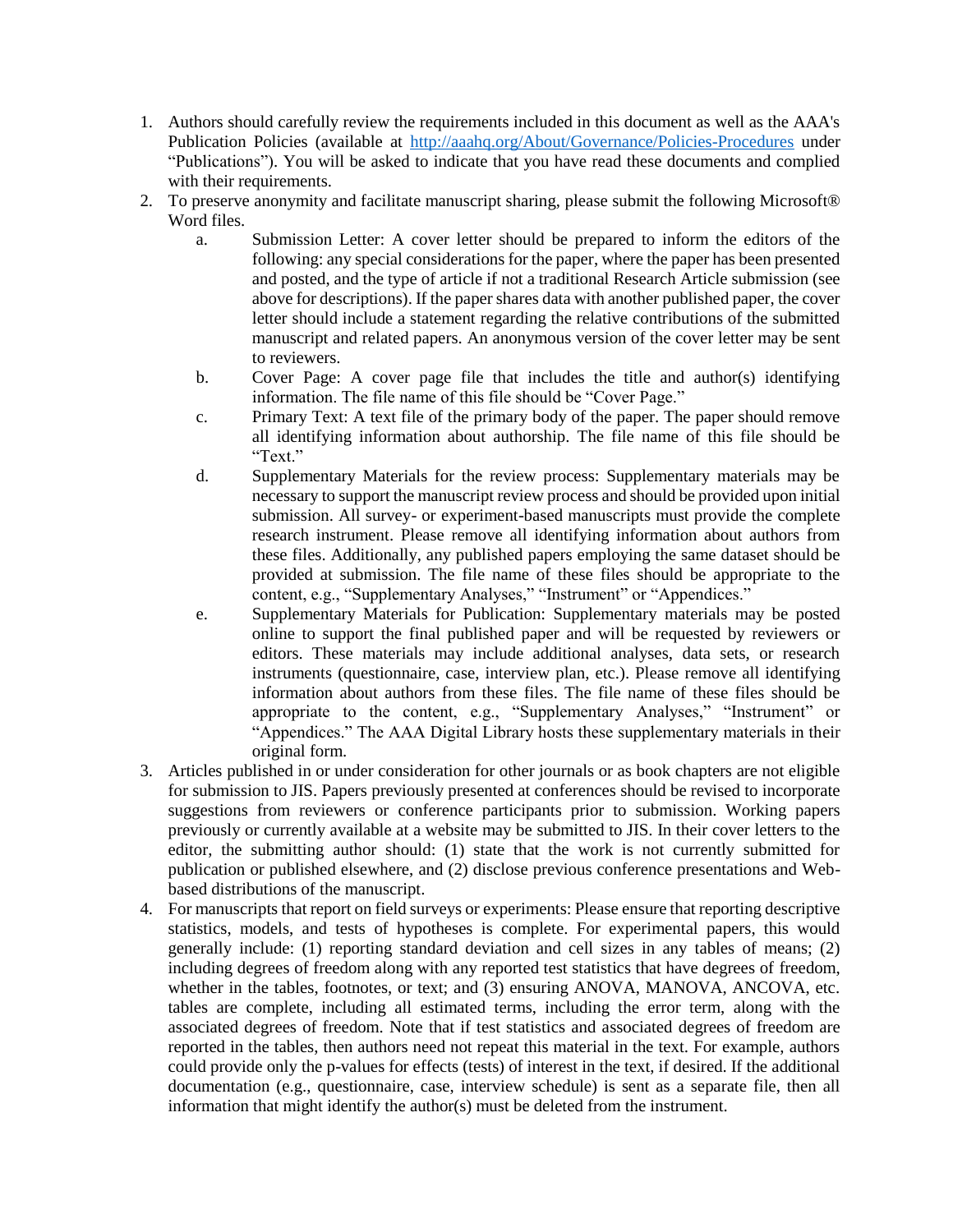1. Authors should carefully review the requirements included in this document as well as the AAA's Publication Policies (available at [http://aaahq.org/About/Governance/Policies-Procedures](http://aaahq.org/About/Governance/Policies-Procedures) under "Publications"). You will be asked to indicate that you have read these documents and complied with their requirements.
2. To preserve anonymity and facilitate manuscript sharing, please submit the following Microsoft® Word files.
   a. Submission Letter: A cover letter should be prepared to inform the editors of the following: any special considerations for the paper, where the paper has been presented and posted, and the type of article if not a traditional Research Article submission (see above for descriptions). If the paper shares data with another published paper, the cover letter should include a statement regarding the relative contributions of the submitted manuscript and related papers. An anonymous version of the cover letter may be sent to reviewers.
   b. Cover Page: A cover page file that includes the title and author(s) identifying information. The file name of this file should be "Cover Page."
   c. Primary Text: A text file of the primary body of the paper. The paper should remove all identifying information about authorship. The file name of this file should be "Text."
   d. Supplementary Materials for the review process: Supplementary materials may be necessary to support the manuscript review process and should be provided upon initial submission. All survey- or experiment-based manuscripts must provide the complete research instrument. Please remove all identifying information about authors from these files. Additionally, any published papers employing the same dataset should be provided at submission. The file name of these files should be appropriate to the content, e.g., "Supplementary Analyses," "Instrument" or "Appendices."
   e. Supplementary Materials for Publication: Supplementary materials may be posted online to support the final published paper and will be requested by reviewers or editors. These materials may include additional analyses, data sets, or research instruments (questionnaire, case, interview plan, etc.). Please remove all identifying information about authors from these files. The file name of these files should be appropriate to the content, e.g., "Supplementary Analyses," "Instrument" or "Appendices." The AAA Digital Library hosts these supplementary materials in their original form.
3. Articles published in or under consideration for other journals or as book chapters are not eligible for submission to JIS. Papers previously presented at conferences should be revised to incorporate suggestions from reviewers or conference participants prior to submission. Working papers previously or currently available at a website may be submitted to JIS. In their cover letters to the editor, the submitting author should: (1) state that the work is not currently submitted for publication or published elsewhere, and (2) disclose previous conference presentations and Web-based distributions of the manuscript.
4. For manuscripts that report on field surveys or experiments: Please ensure that reporting descriptive statistics, models, and tests of hypotheses is complete. For experimental papers, this would generally include: (1) reporting standard deviation and cell sizes in any tables of means; (2) including degrees of freedom along with any reported test statistics that have degrees of freedom, whether in the tables, footnotes, or text; and (3) ensuring ANOVA, MANOVA, ANCOVA, etc. tables are complete, including all estimated terms, including the error term, along with the associated degrees of freedom. Note that if test statistics and associated degrees of freedom are reported in the tables, then authors need not repeat this material in the text. For example, authors could provide only the p-values for effects (tests) of interest in the text, if desired. If the additional documentation (e.g., questionnaire, case, interview schedule) is sent as a separate file, then all information that might identify the author(s) must be deleted from the instrument.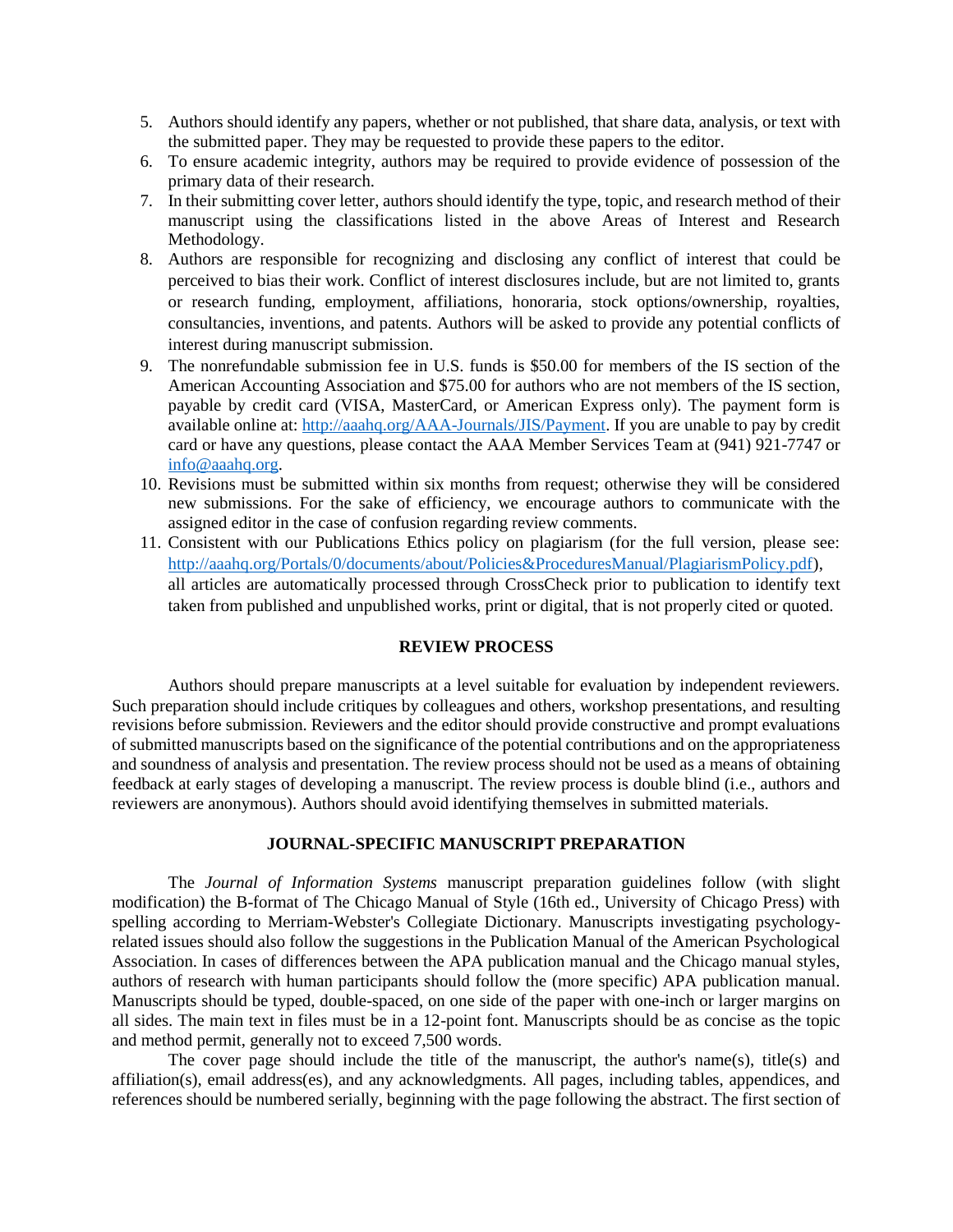5. Authors should identify any papers, whether or not published, that share data, analysis, or text with the submitted paper. They may be requested to provide these papers to the editor.
6. To ensure academic integrity, authors may be required to provide evidence of possession of the primary data of their research.
7. In their submitting cover letter, authors should identify the type, topic, and research method of their manuscript using the classifications listed in the above Areas of Interest and Research Methodology.
8. Authors are responsible for recognizing and disclosing any conflict of interest that could be perceived to bias their work. Conflict of interest disclosures include, but are not limited to, grants or research funding, employment, affiliations, honoraria, stock options/ownership, royalties, consultancies, inventions, and patents. Authors will be asked to provide any potential conflicts of interest during manuscript submission.
9. The nonrefundable submission fee in U.S. funds is $50.00 for members of the IS section of the American Accounting Association and $75.00 for authors who are not members of the IS section, payable by credit card (VISA, MasterCard, or American Express only). The payment form is available online at: [http://aaahq.org/AAA-Journals/JIS/Payment](http://aaahq.org/AAA-Journals/JIS/Payment). If you are unable to pay by credit card or have any questions, please contact the AAA Member Services Team at (941) 921-7747 or [info@aaahq.org](mailto:info@aaahq.org).
10. Revisions must be submitted within six months from request; otherwise they will be considered new submissions. For the sake of efficiency, we encourage authors to communicate with the assigned editor in the case of confusion regarding review comments.
11. Consistent with our Publications Ethics policy on plagiarism (for the full version, please see: [http://aaahq.org/Portals/0/documents/about/Policies&ProceduresManual/PlagiarismPolicy.pdf](http://aaahq.org/Portals/0/documents/about/Policies&ProceduresManual/PlagiarismPolicy.pdf)), all articles are automatically processed through CrossCheck prior to publication to identify text taken from published and unpublished works, print or digital, that is not properly cited or quoted.

## REVIEW PROCESS

Authors should prepare manuscripts at a level suitable for evaluation by independent reviewers. Such preparation should include critiques by colleagues and others, workshop presentations, and resulting revisions before submission. Reviewers and the editor should provide constructive and prompt evaluations of submitted manuscripts based on the significance of the potential contributions and on the appropriateness and soundness of analysis and presentation. The review process should not be used as a means of obtaining feedback at early stages of developing a manuscript. The review process is double blind (i.e., authors and reviewers are anonymous). Authors should avoid identifying themselves in submitted materials.

## JOURNAL-SPECIFIC MANUSCRIPT PREPARATION

The *Journal of Information Systems* manuscript preparation guidelines follow (with slight modification) the B-format of The Chicago Manual of Style (16th ed., University of Chicago Press) with spelling according to Merriam-Webster's Collegiate Dictionary. Manuscripts investigating psychology-related issues should also follow the suggestions in the Publication Manual of the American Psychological Association. In cases of differences between the APA publication manual and the Chicago manual styles, authors of research with human participants should follow the (more specific) APA publication manual. Manuscripts should be typed, double-spaced, on one side of the paper with one-inch or larger margins on all sides. The main text in files must be in a 12-point font. Manuscripts should be as concise as the topic and method permit, generally not to exceed 7,500 words.

The cover page should include the title of the manuscript, the author's name(s), title(s) and affiliation(s), email address(es), and any acknowledgments. All pages, including tables, appendices, and references should be numbered serially, beginning with the page following the abstract. The first section of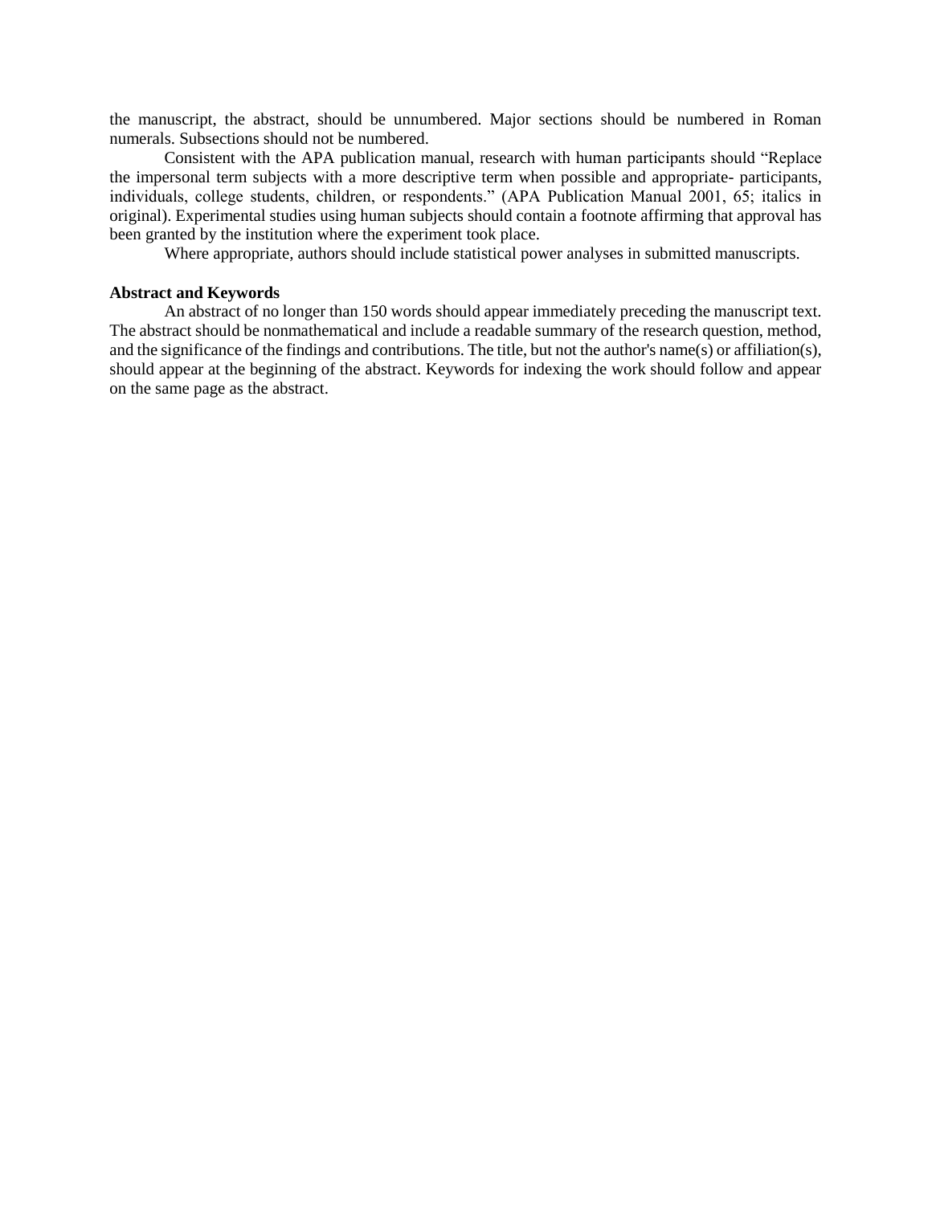the manuscript, the abstract, should be unnumbered. Major sections should be numbered in Roman numerals. Subsections should not be numbered.

Consistent with the APA publication manual, research with human participants should "Replace the impersonal term subjects with a more descriptive term when possible and appropriate- participants, individuals, college students, children, or respondents." (APA Publication Manual 2001, 65; italics in original). Experimental studies using human subjects should contain a footnote affirming that approval has been granted by the institution where the experiment took place.

Where appropriate, authors should include statistical power analyses in submitted manuscripts.

**Abstract and Keywords**

An abstract of no longer than 150 words should appear immediately preceding the manuscript text. The abstract should be nonmathematical and include a readable summary of the research question, method, and the significance of the findings and contributions. The title, but not the author's name(s) or affiliation(s), should appear at the beginning of the abstract. Keywords for indexing the work should follow and appear on the same page as the abstract.